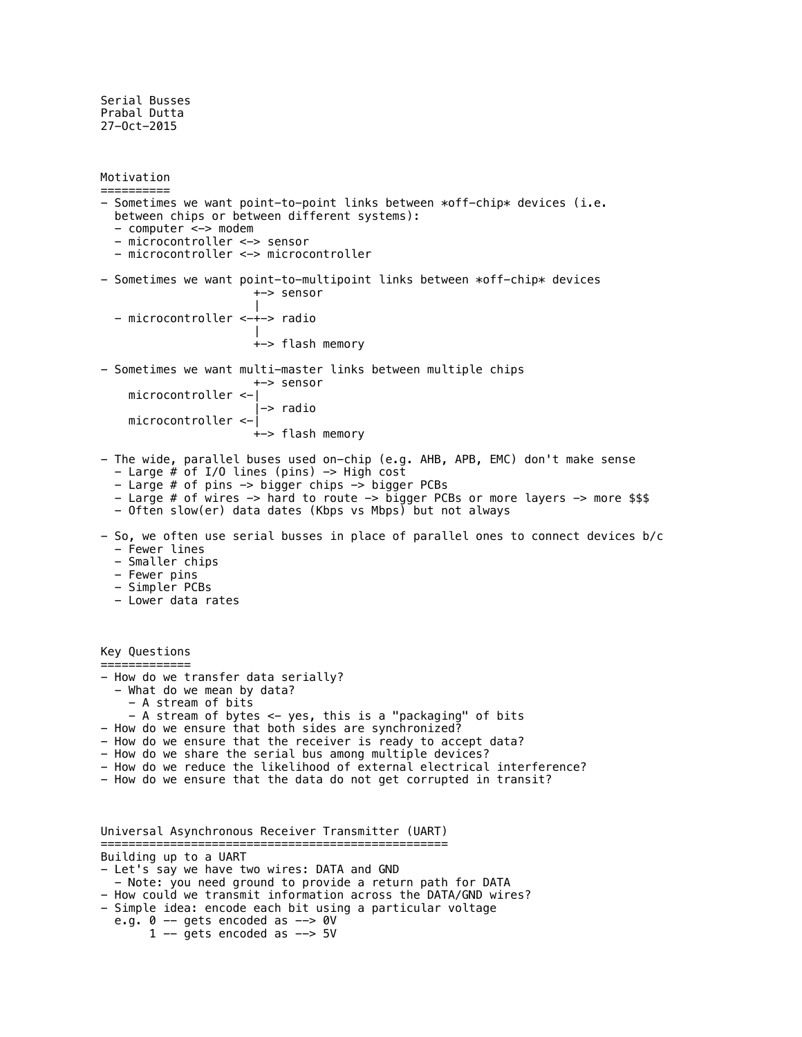Serial Busses
Prabal Dutta
27-Oct-2015

## Motivation

- Sometimes we want point-to-point links between *off-chip* devices (i.e. between chips or between different systems):
  - computer <-> modem
  - microcontroller <-> sensor
  - microcontroller <-> microcontroller

- Sometimes we want point-to-multipoint links between *off-chip* devices

```
                     +-> sensor
                     |
  - microcontroller <-+-> radio
                     |
                     +-> flash memory
```

- Sometimes we want multi-master links between multiple chips

```
                     +-> sensor
    microcontroller <-|
                     |-> radio
    microcontroller <-|
                     +-> flash memory
```

- The wide, parallel buses used on-chip (e.g. AHB, APB, EMC) don't make sense
  - Large # of I/O lines (pins) -> High cost
  - Large # of pins -> bigger chips -> bigger PCBs
  - Large # of wires -> hard to route -> bigger PCBs or more layers -> more $$$
  - Often slow(er) data dates (Kbps vs Mbps) but not always

- So, we often use serial busses in place of parallel ones to connect devices b/c
  - Fewer lines
  - Smaller chips
  - Fewer pins
  - Simpler PCBs
  - Lower data rates

## Key Questions

- How do we transfer data serially?
  - What do we mean by data?
    - A stream of bits
    - A stream of bytes <- yes, this is a "packaging" of bits
- How do we ensure that both sides are synchronized?
- How do we ensure that the receiver is ready to accept data?
- How do we share the serial bus among multiple devices?
- How do we reduce the likelihood of external electrical interference?
- How do we ensure that the data do not get corrupted in transit?

## Universal Asynchronous Receiver Transmitter (UART)

Building up to a UART
- Let's say we have two wires: DATA and GND
  - Note: you need ground to provide a return path for DATA
- How could we transmit information across the DATA/GND wires?
- Simple idea: encode each bit using a particular voltage
  e.g. 0 -- gets encoded as --> 0V
       1 -- gets encoded as --> 5V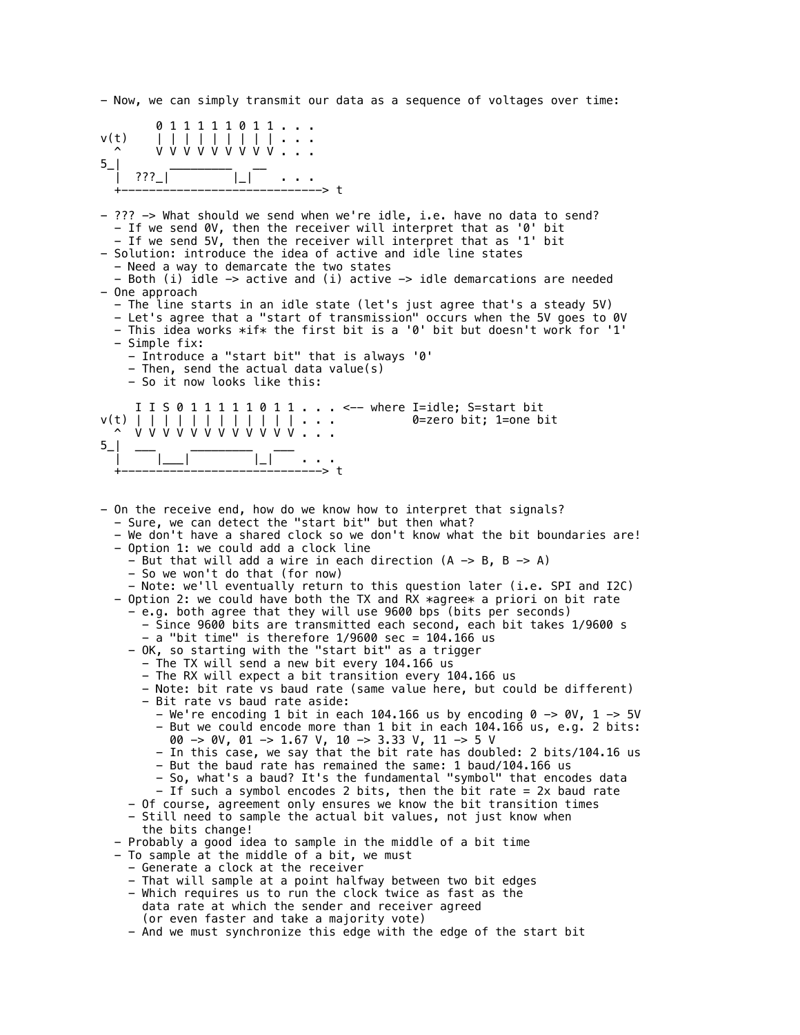- Now, we can simply transmit our data as a sequence of voltages over time:

```
        0 1 1 1 1 1 0 1 1 . . .
v(t)    | | | | | | | | | . . .
  ^     V V V V V V V V V . . .
5_|       _________   __
  |  ???_|         |_|    . . .
  +---------------------------> t
```

- ??? -> What should we send when we're idle, i.e. have no data to send?
  - If we send 0V, then the receiver will interpret that as '0' bit
  - If we send 5V, then the receiver will interpret that as '1' bit
- Solution: introduce the idea of active and idle line states
  - Need a way to demarcate the two states
  - Both (i) idle -> active and (i) active -> idle demarcations are needed
- One approach
  - The line starts in an idle state (let's just agree that's a steady 5V)
  - Let's agree that a "start of transmission" occurs when the 5V goes to 0V
  - This idea works *if* the first bit is a '0' bit but doesn't work for '1'
  - Simple fix:
    - Introduce a "start bit" that is always '0'
    - Then, send the actual data value(s)
    - So it now looks like this:

```
     I I S 0 1 1 1 1 1 0 1 1 . . . <-- where I=idle; S=start bit
v(t) | | | | | | | | | | | | . . .           0=zero bit; 1=one bit
  ^  V V V V V V V V V V V V . . .
5_|  ___     _________   ___
  |     |___|         |_|    . . .
  +----------------------------> t
```

- On the receive end, how do we know how to interpret that signals?
  - Sure, we can detect the "start bit" but then what?
  - We don't have a shared clock so we don't know what the bit boundaries are!
  - Option 1: we could add a clock line
    - But that will add a wire in each direction (A -> B, B -> A)
    - So we won't do that (for now)
    - Note: we'll eventually return to this question later (i.e. SPI and I2C)
  - Option 2: we could have both the TX and RX *agree* a priori on bit rate
    - e.g. both agree that they will use 9600 bps (bits per seconds)
      - Since 9600 bits are transmitted each second, each bit takes 1/9600 s
      - a "bit time" is therefore 1/9600 sec = 104.166 us
    - OK, so starting with the "start bit" as a trigger
      - The TX will send a new bit every 104.166 us
      - The RX will expect a bit transition every 104.166 us
      - Note: bit rate vs baud rate (same value here, but could be different)
      - Bit rate vs baud rate aside:
        - We're encoding 1 bit in each 104.166 us by encoding 0 -> 0V, 1 -> 5V
        - But we could encode more than 1 bit in each 104.166 us, e.g. 2 bits:
          00 -> 0V, 01 -> 1.67 V, 10 -> 3.33 V, 11 -> 5 V
        - In this case, we say that the bit rate has doubled: 2 bits/104.16 us
        - But the baud rate has remained the same: 1 baud/104.166 us
        - So, what's a baud? It's the fundamental "symbol" that encodes data
        - If such a symbol encodes 2 bits, then the bit rate = 2x baud rate
    - Of course, agreement only ensures we know the bit transition times
    - Still need to sample the actual bit values, not just know when
      the bits change!
  - Probably a good idea to sample in the middle of a bit time
  - To sample at the middle of a bit, we must
    - Generate a clock at the receiver
    - That will sample at a point halfway between two bit edges
    - Which requires us to run the clock twice as fast as the
      data rate at which the sender and receiver agreed
      (or even faster and take a majority vote)
    - And we must synchronize this edge with the edge of the start bit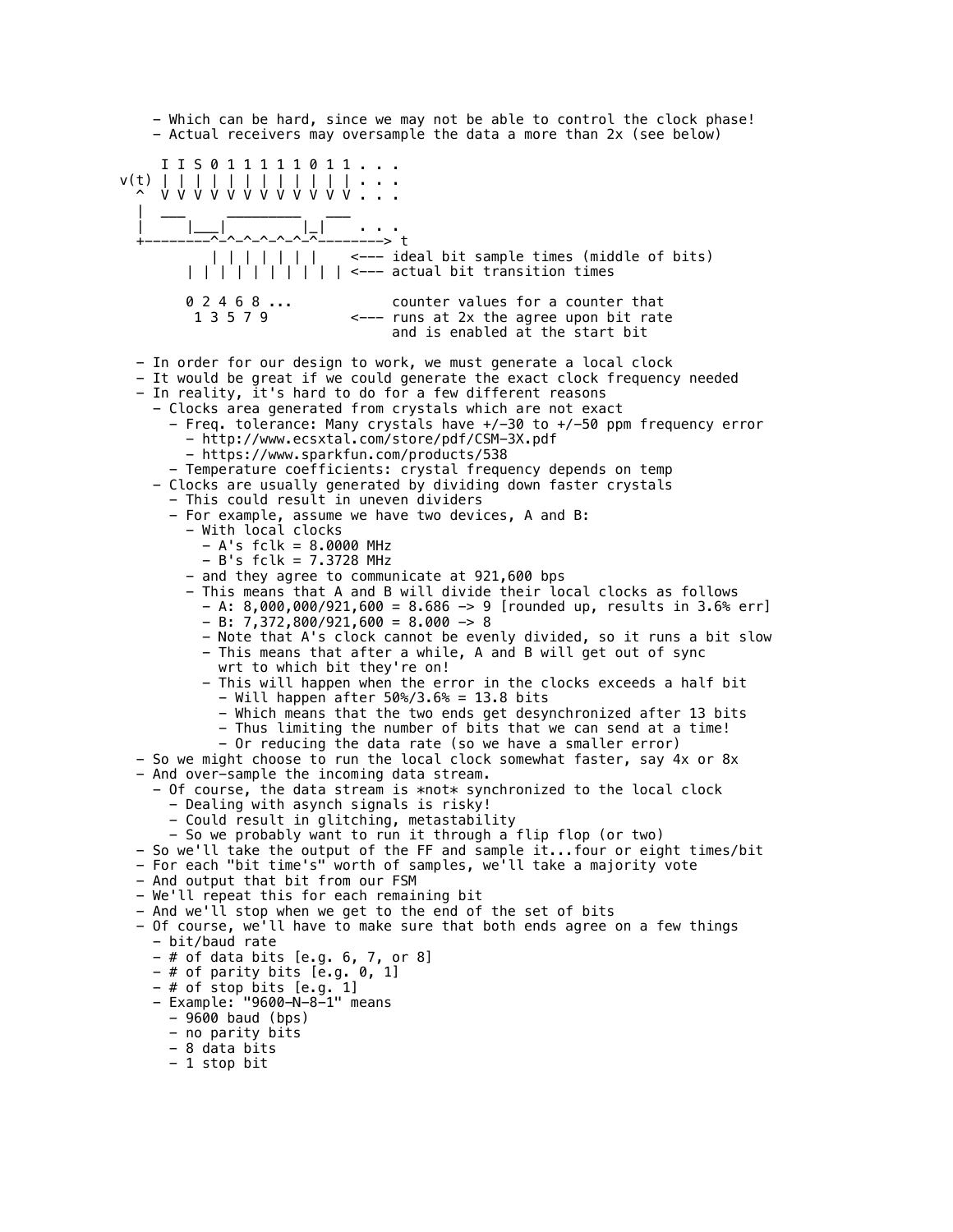- Which can be hard, since we may not be able to control the clock phase!
- Actual receivers may oversample the data a more than 2x (see below)

```
     I I S 0 1 1 1 1 1 0 1 1 . . .
v(t) | | | | | | | | | | | | . . .
  ^  V V V V V V V V V V V V . . .
  |  ___     _________   ___
  |     |___|         |_|     . . .
  +--------^-^-^-^-^-^-^--------> t
           | | | | | | |    <--- ideal bit sample times (middle of bits)
        | | | | | | | | | | <--- actual bit transition times

        0 2 4 6 8 ...            counter values for a counter that
         1 3 5 7 9          <--- runs at 2x the agree upon bit rate
                                 and is enabled at the start bit
```

- In order for our design to work, we must generate a local clock
- It would be great if we could generate the exact clock frequency needed
- In reality, it's hard to do for a few different reasons
  - Clocks area generated from crystals which are not exact
    - Freq. tolerance: Many crystals have +/-30 to +/-50 ppm frequency error
      - http://www.ecsxtal.com/store/pdf/CSM-3X.pdf
      - https://www.sparkfun.com/products/538
    - Temperature coefficients: crystal frequency depends on temp
  - Clocks are usually generated by dividing down faster crystals
    - This could result in uneven dividers
    - For example, assume we have two devices, A and B:
      - With local clocks
        - A's fclk = 8.0000 MHz
        - B's fclk = 7.3728 MHz
      - and they agree to communicate at 921,600 bps
      - This means that A and B will divide their local clocks as follows
        - A: 8,000,000/921,600 = 8.686 -> 9 [rounded up, results in 3.6% err]
        - B: 7,372,800/921,600 = 8.000 -> 8
        - Note that A's clock cannot be evenly divided, so it runs a bit slow
        - This means that after a while, A and B will get out of sync wrt to which bit they're on!
        - This will happen when the error in the clocks exceeds a half bit
          - Will happen after 50%/3.6% = 13.8 bits
          - Which means that the two ends get desynchronized after 13 bits
          - Thus limiting the number of bits that we can send at a time!
          - Or reducing the data rate (so we have a smaller error)
- So we might choose to run the local clock somewhat faster, say 4x or 8x
- And over-sample the incoming data stream.
  - Of course, the data stream is *not* synchronized to the local clock
    - Dealing with asynch signals is risky!
    - Could result in glitching, metastability
    - So we probably want to run it through a flip flop (or two)
- So we'll take the output of the FF and sample it...four or eight times/bit
- For each "bit time's" worth of samples, we'll take a majority vote
- And output that bit from our FSM
- We'll repeat this for each remaining bit
- And we'll stop when we get to the end of the set of bits
- Of course, we'll have to make sure that both ends agree on a few things
  - bit/baud rate
  - # of data bits [e.g. 6, 7, or 8]
  - # of parity bits [e.g. 0, 1]
  - # of stop bits [e.g. 1]
  - Example: "9600-N-8-1" means
    - 9600 baud (bps)
    - no parity bits
    - 8 data bits
    - 1 stop bit